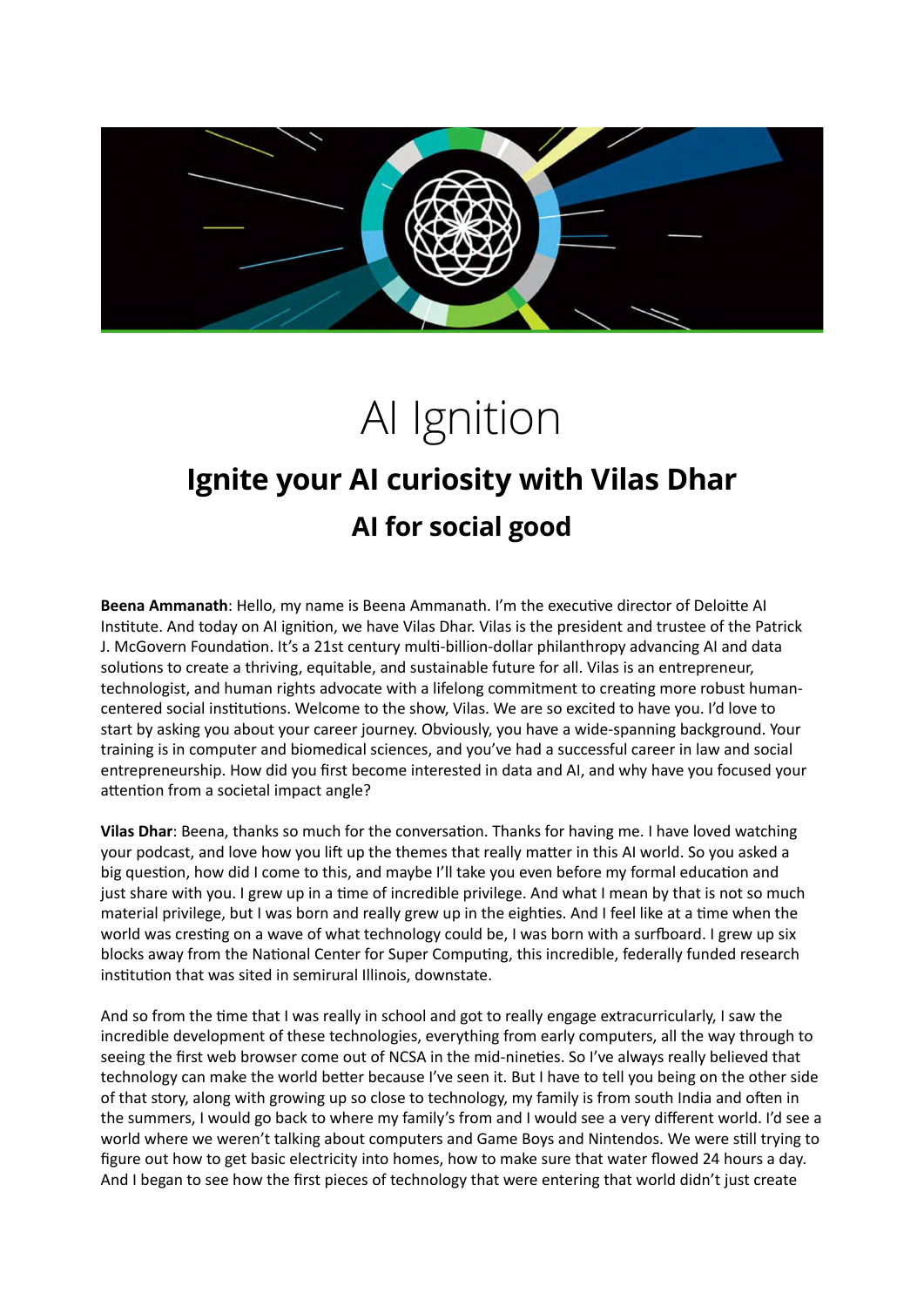# AI Ignition

## Ignite your AI curiosity with Vilas Dhar

### AI for social good

**Beena Ammanath**: Hello, my name is Beena Ammanath. I'm the executive director of Deloitte AI Institute. And today on AI ignition, we have Vilas Dhar. Vilas is the president and trustee of the Patrick J. McGovern Foundation. It's a 21st century multi-billion-dollar philanthropy advancing AI and data solutions to create a thriving, equitable, and sustainable future for all. Vilas is an entrepreneur, technologist, and human rights advocate with a lifelong commitment to creating more robust human-centered social institutions. Welcome to the show, Vilas. We are so excited to have you. I'd love to start by asking you about your career journey. Obviously, you have a wide-spanning background. Your training is in computer and biomedical sciences, and you've had a successful career in law and social entrepreneurship. How did you first become interested in data and AI, and why have you focused your attention from a societal impact angle?

**Vilas Dhar**: Beena, thanks so much for the conversation. Thanks for having me. I have loved watching your podcast, and love how you lift up the themes that really matter in this AI world. So you asked a big question, how did I come to this, and maybe I'll take you even before my formal education and just share with you. I grew up in a time of incredible privilege. And what I mean by that is not so much material privilege, but I was born and really grew up in the eighties. And I feel like at a time when the world was cresting on a wave of what technology could be, I was born with a surfboard. I grew up six blocks away from the National Center for Super Computing, this incredible, federally funded research institution that was sited in semirural Illinois, downstate.

And so from the time that I was really in school and got to really engage extracurricularly, I saw the incredible development of these technologies, everything from early computers, all the way through to seeing the first web browser come out of NCSA in the mid-nineties. So I've always really believed that technology can make the world better because I've seen it. But I have to tell you being on the other side of that story, along with growing up so close to technology, my family is from south India and often in the summers, I would go back to where my family's from and I would see a very different world. I'd see a world where we weren't talking about computers and Game Boys and Nintendos. We were still trying to figure out how to get basic electricity into homes, how to make sure that water flowed 24 hours a day. And I began to see how the first pieces of technology that were entering that world didn't just create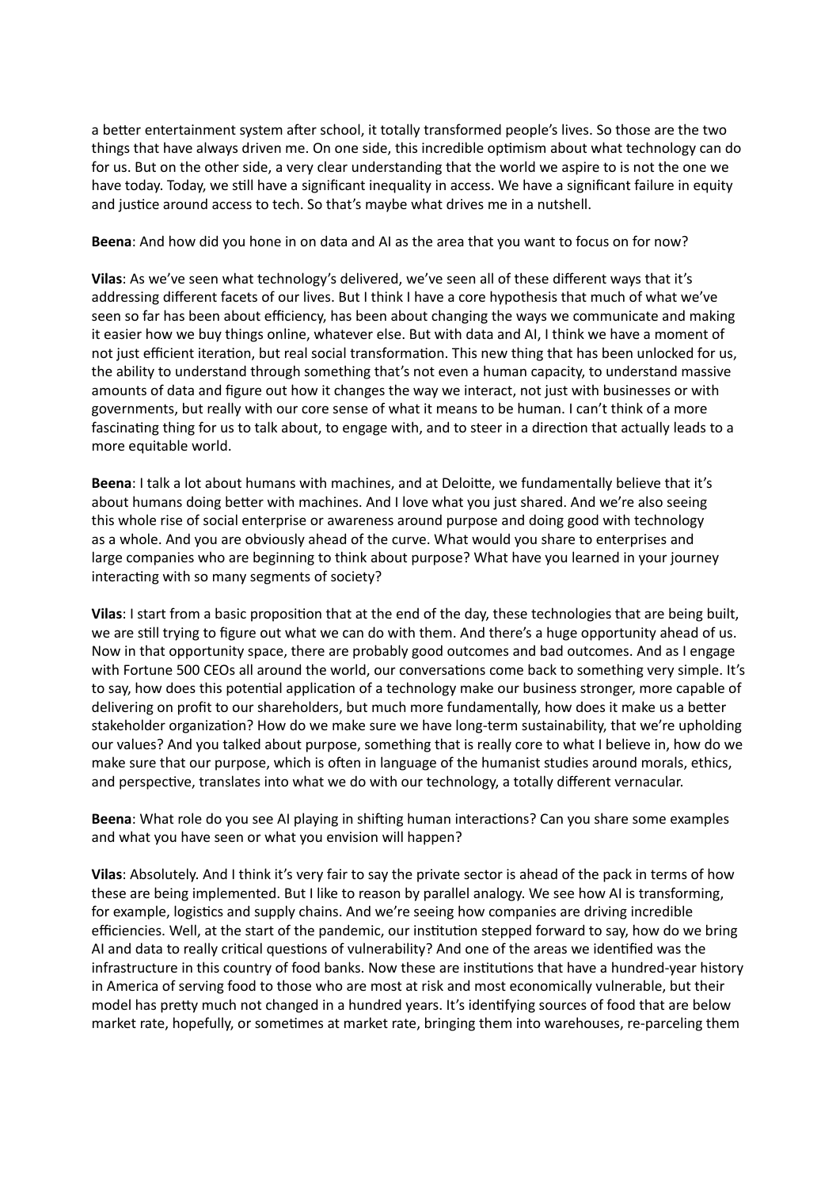a better entertainment system after school, it totally transformed people's lives. So those are the two things that have always driven me. On one side, this incredible optimism about what technology can do for us. But on the other side, a very clear understanding that the world we aspire to is not the one we have today. Today, we still have a significant inequality in access. We have a significant failure in equity and justice around access to tech. So that's maybe what drives me in a nutshell.

**Beena**: And how did you hone in on data and AI as the area that you want to focus on for now?

**Vilas**: As we've seen what technology's delivered, we've seen all of these different ways that it's addressing different facets of our lives. But I think I have a core hypothesis that much of what we've seen so far has been about efficiency, has been about changing the ways we communicate and making it easier how we buy things online, whatever else. But with data and AI, I think we have a moment of not just efficient iteration, but real social transformation. This new thing that has been unlocked for us, the ability to understand through something that's not even a human capacity, to understand massive amounts of data and figure out how it changes the way we interact, not just with businesses or with governments, but really with our core sense of what it means to be human. I can't think of a more fascinating thing for us to talk about, to engage with, and to steer in a direction that actually leads to a more equitable world.

**Beena**: I talk a lot about humans with machines, and at Deloitte, we fundamentally believe that it's about humans doing better with machines. And I love what you just shared. And we're also seeing this whole rise of social enterprise or awareness around purpose and doing good with technology as a whole. And you are obviously ahead of the curve. What would you share to enterprises and large companies who are beginning to think about purpose? What have you learned in your journey interacting with so many segments of society?

**Vilas**: I start from a basic proposition that at the end of the day, these technologies that are being built, we are still trying to figure out what we can do with them. And there's a huge opportunity ahead of us. Now in that opportunity space, there are probably good outcomes and bad outcomes. And as I engage with Fortune 500 CEOs all around the world, our conversations come back to something very simple. It's to say, how does this potential application of a technology make our business stronger, more capable of delivering on profit to our shareholders, but much more fundamentally, how does it make us a better stakeholder organization? How do we make sure we have long-term sustainability, that we're upholding our values? And you talked about purpose, something that is really core to what I believe in, how do we make sure that our purpose, which is often in language of the humanist studies around morals, ethics, and perspective, translates into what we do with our technology, a totally different vernacular.

**Beena**: What role do you see AI playing in shifting human interactions? Can you share some examples and what you have seen or what you envision will happen?

**Vilas**: Absolutely. And I think it's very fair to say the private sector is ahead of the pack in terms of how these are being implemented. But I like to reason by parallel analogy. We see how AI is transforming, for example, logistics and supply chains. And we're seeing how companies are driving incredible efficiencies. Well, at the start of the pandemic, our institution stepped forward to say, how do we bring AI and data to really critical questions of vulnerability? And one of the areas we identified was the infrastructure in this country of food banks. Now these are institutions that have a hundred-year history in America of serving food to those who are most at risk and most economically vulnerable, but their model has pretty much not changed in a hundred years. It's identifying sources of food that are below market rate, hopefully, or sometimes at market rate, bringing them into warehouses, re-parceling them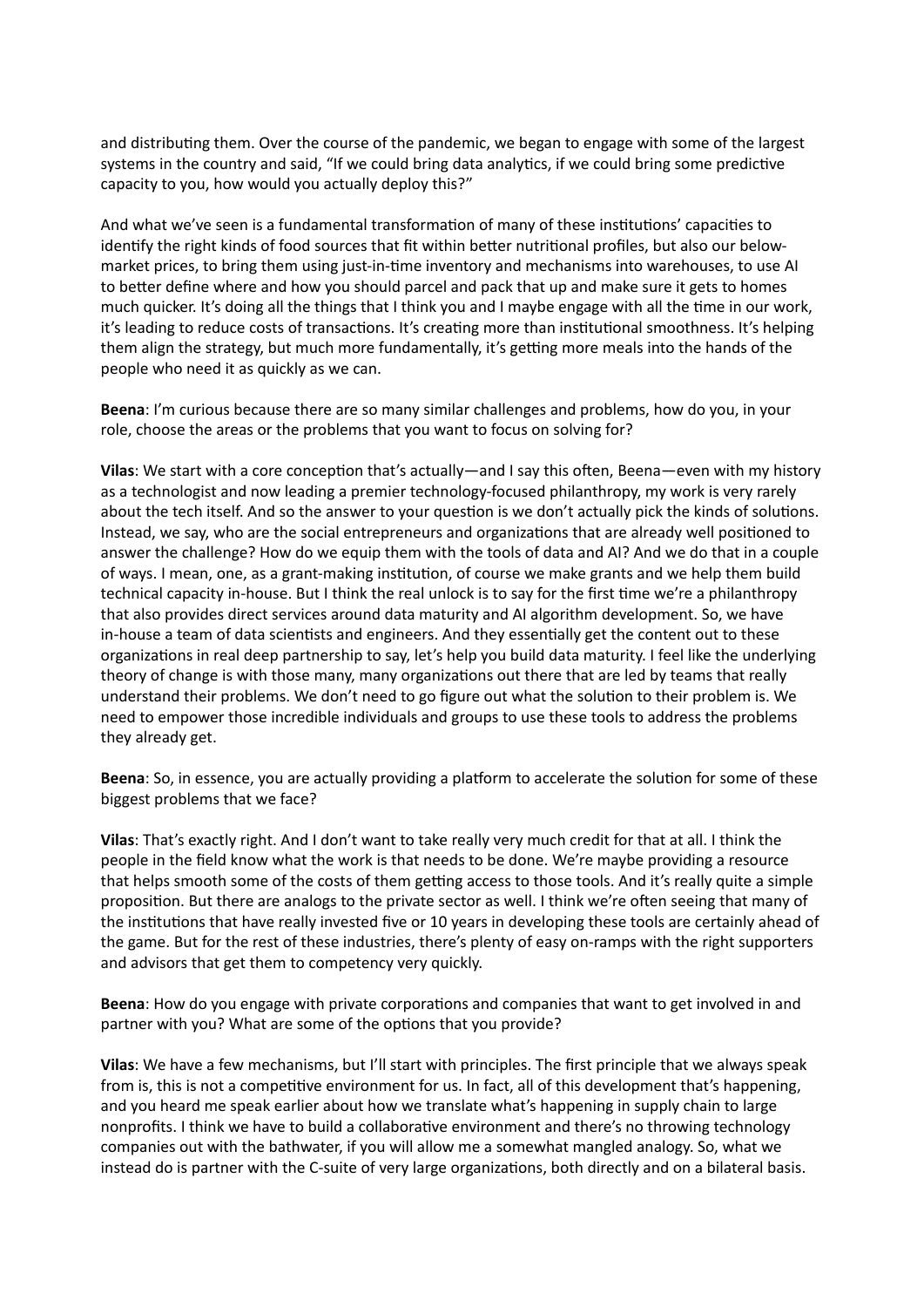and distributing them. Over the course of the pandemic, we began to engage with some of the largest systems in the country and said, "If we could bring data analytics, if we could bring some predictive capacity to you, how would you actually deploy this?"

And what we've seen is a fundamental transformation of many of these institutions' capacities to identify the right kinds of food sources that fit within better nutritional profiles, but also our below-market prices, to bring them using just-in-time inventory and mechanisms into warehouses, to use AI to better define where and how you should parcel and pack that up and make sure it gets to homes much quicker. It's doing all the things that I think you and I maybe engage with all the time in our work, it's leading to reduce costs of transactions. It's creating more than institutional smoothness. It's helping them align the strategy, but much more fundamentally, it's getting more meals into the hands of the people who need it as quickly as we can.

**Beena**: I'm curious because there are so many similar challenges and problems, how do you, in your role, choose the areas or the problems that you want to focus on solving for?

**Vilas**: We start with a core conception that's actually—and I say this often, Beena—even with my history as a technologist and now leading a premier technology-focused philanthropy, my work is very rarely about the tech itself. And so the answer to your question is we don't actually pick the kinds of solutions. Instead, we say, who are the social entrepreneurs and organizations that are already well positioned to answer the challenge? How do we equip them with the tools of data and AI? And we do that in a couple of ways. I mean, one, as a grant-making institution, of course we make grants and we help them build technical capacity in-house. But I think the real unlock is to say for the first time we're a philanthropy that also provides direct services around data maturity and AI algorithm development. So, we have in-house a team of data scientists and engineers. And they essentially get the content out to these organizations in real deep partnership to say, let's help you build data maturity. I feel like the underlying theory of change is with those many, many organizations out there that are led by teams that really understand their problems. We don't need to go figure out what the solution to their problem is. We need to empower those incredible individuals and groups to use these tools to address the problems they already get.

**Beena**: So, in essence, you are actually providing a platform to accelerate the solution for some of these biggest problems that we face?

**Vilas**: That's exactly right. And I don't want to take really very much credit for that at all. I think the people in the field know what the work is that needs to be done. We're maybe providing a resource that helps smooth some of the costs of them getting access to those tools. And it's really quite a simple proposition. But there are analogs to the private sector as well. I think we're often seeing that many of the institutions that have really invested five or 10 years in developing these tools are certainly ahead of the game. But for the rest of these industries, there's plenty of easy on-ramps with the right supporters and advisors that get them to competency very quickly.

**Beena**: How do you engage with private corporations and companies that want to get involved in and partner with you? What are some of the options that you provide?

**Vilas**: We have a few mechanisms, but I'll start with principles. The first principle that we always speak from is, this is not a competitive environment for us. In fact, all of this development that's happening, and you heard me speak earlier about how we translate what's happening in supply chain to large nonprofits. I think we have to build a collaborative environment and there's no throwing technology companies out with the bathwater, if you will allow me a somewhat mangled analogy. So, what we instead do is partner with the C-suite of very large organizations, both directly and on a bilateral basis.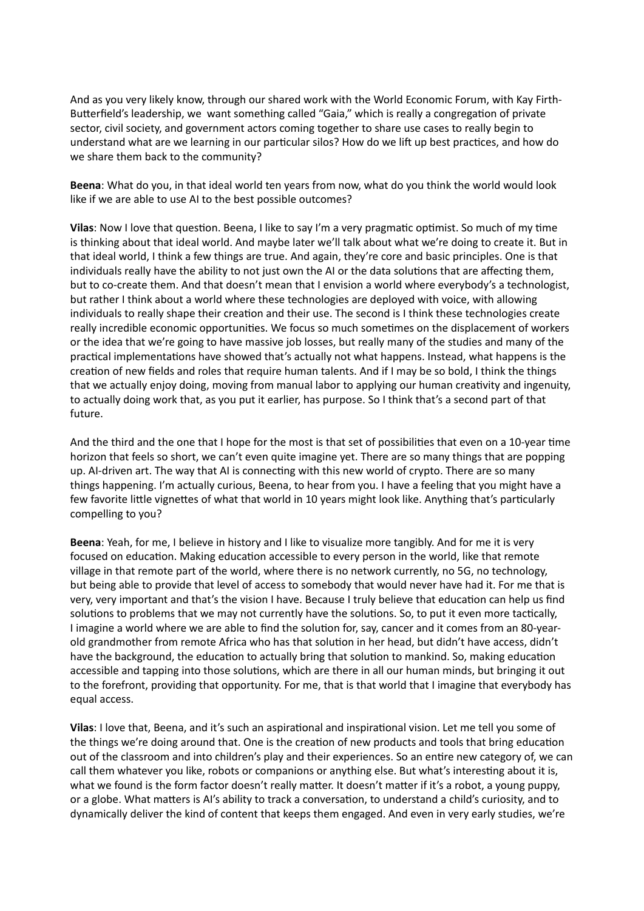And as you very likely know, through our shared work with the World Economic Forum, with Kay Firth-Butterfield's leadership, we want something called "Gaia," which is really a congregation of private sector, civil society, and government actors coming together to share use cases to really begin to understand what are we learning in our particular silos? How do we lift up best practices, and how do we share them back to the community?

**Beena**: What do you, in that ideal world ten years from now, what do you think the world would look like if we are able to use AI to the best possible outcomes?

**Vilas**: Now I love that question. Beena, I like to say I'm a very pragmatic optimist. So much of my time is thinking about that ideal world. And maybe later we'll talk about what we're doing to create it. But in that ideal world, I think a few things are true. And again, they're core and basic principles. One is that individuals really have the ability to not just own the AI or the data solutions that are affecting them, but to co-create them. And that doesn't mean that I envision a world where everybody's a technologist, but rather I think about a world where these technologies are deployed with voice, with allowing individuals to really shape their creation and their use. The second is I think these technologies create really incredible economic opportunities. We focus so much sometimes on the displacement of workers or the idea that we're going to have massive job losses, but really many of the studies and many of the practical implementations have showed that's actually not what happens. Instead, what happens is the creation of new fields and roles that require human talents. And if I may be so bold, I think the things that we actually enjoy doing, moving from manual labor to applying our human creativity and ingenuity, to actually doing work that, as you put it earlier, has purpose. So I think that's a second part of that future.

And the third and the one that I hope for the most is that set of possibilities that even on a 10-year time horizon that feels so short, we can't even quite imagine yet. There are so many things that are popping up. AI-driven art. The way that AI is connecting with this new world of crypto. There are so many things happening. I'm actually curious, Beena, to hear from you. I have a feeling that you might have a few favorite little vignettes of what that world in 10 years might look like. Anything that's particularly compelling to you?

**Beena**: Yeah, for me, I believe in history and I like to visualize more tangibly. And for me it is very focused on education. Making education accessible to every person in the world, like that remote village in that remote part of the world, where there is no network currently, no 5G, no technology, but being able to provide that level of access to somebody that would never have had it. For me that is very, very important and that's the vision I have. Because I truly believe that education can help us find solutions to problems that we may not currently have the solutions. So, to put it even more tactically, I imagine a world where we are able to find the solution for, say, cancer and it comes from an 80-year-old grandmother from remote Africa who has that solution in her head, but didn't have access, didn't have the background, the education to actually bring that solution to mankind. So, making education accessible and tapping into those solutions, which are there in all our human minds, but bringing it out to the forefront, providing that opportunity. For me, that is that world that I imagine that everybody has equal access.

**Vilas**: I love that, Beena, and it's such an aspirational and inspirational vision. Let me tell you some of the things we're doing around that. One is the creation of new products and tools that bring education out of the classroom and into children's play and their experiences. So an entire new category of, we can call them whatever you like, robots or companions or anything else. But what's interesting about it is, what we found is the form factor doesn't really matter. It doesn't matter if it's a robot, a young puppy, or a globe. What matters is AI's ability to track a conversation, to understand a child's curiosity, and to dynamically deliver the kind of content that keeps them engaged. And even in very early studies, we're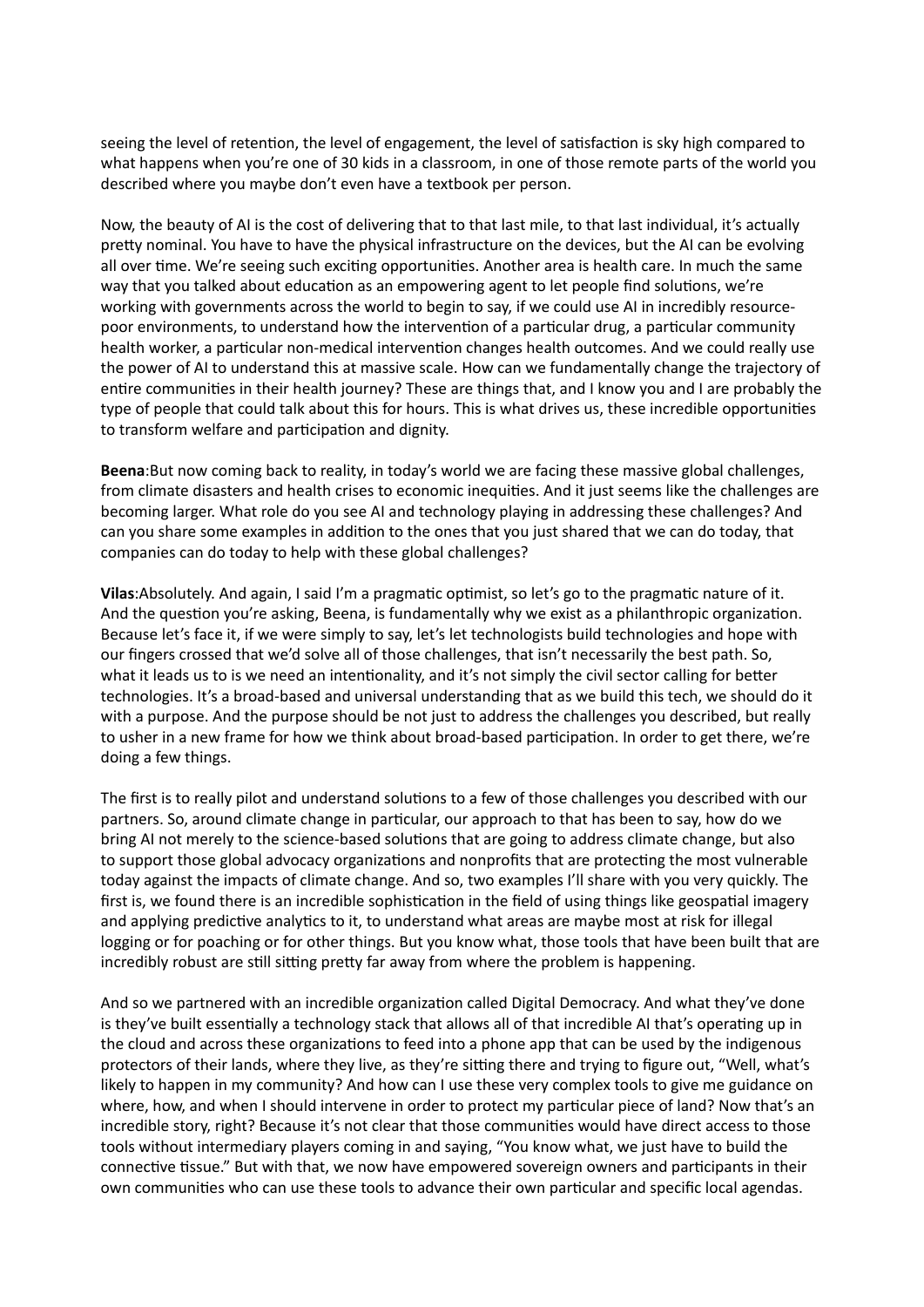seeing the level of retention, the level of engagement, the level of satisfaction is sky high compared to what happens when you're one of 30 kids in a classroom, in one of those remote parts of the world you described where you maybe don't even have a textbook per person.

Now, the beauty of AI is the cost of delivering that to that last mile, to that last individual, it's actually pretty nominal. You have to have the physical infrastructure on the devices, but the AI can be evolving all over time. We're seeing such exciting opportunities. Another area is health care. In much the same way that you talked about education as an empowering agent to let people find solutions, we're working with governments across the world to begin to say, if we could use AI in incredibly resource-poor environments, to understand how the intervention of a particular drug, a particular community health worker, a particular non-medical intervention changes health outcomes. And we could really use the power of AI to understand this at massive scale. How can we fundamentally change the trajectory of entire communities in their health journey? These are things that, and I know you and I are probably the type of people that could talk about this for hours. This is what drives us, these incredible opportunities to transform welfare and participation and dignity.

**Beena**:But now coming back to reality, in today's world we are facing these massive global challenges, from climate disasters and health crises to economic inequities. And it just seems like the challenges are becoming larger. What role do you see AI and technology playing in addressing these challenges? And can you share some examples in addition to the ones that you just shared that we can do today, that companies can do today to help with these global challenges?

**Vilas**:Absolutely. And again, I said I'm a pragmatic optimist, so let's go to the pragmatic nature of it. And the question you're asking, Beena, is fundamentally why we exist as a philanthropic organization. Because let's face it, if we were simply to say, let's let technologists build technologies and hope with our fingers crossed that we'd solve all of those challenges, that isn't necessarily the best path. So, what it leads us to is we need an intentionality, and it's not simply the civil sector calling for better technologies. It's a broad-based and universal understanding that as we build this tech, we should do it with a purpose. And the purpose should be not just to address the challenges you described, but really to usher in a new frame for how we think about broad-based participation. In order to get there, we're doing a few things.

The first is to really pilot and understand solutions to a few of those challenges you described with our partners. So, around climate change in particular, our approach to that has been to say, how do we bring AI not merely to the science-based solutions that are going to address climate change, but also to support those global advocacy organizations and nonprofits that are protecting the most vulnerable today against the impacts of climate change. And so, two examples I'll share with you very quickly. The first is, we found there is an incredible sophistication in the field of using things like geospatial imagery and applying predictive analytics to it, to understand what areas are maybe most at risk for illegal logging or for poaching or for other things. But you know what, those tools that have been built that are incredibly robust are still sitting pretty far away from where the problem is happening.

And so we partnered with an incredible organization called Digital Democracy. And what they've done is they've built essentially a technology stack that allows all of that incredible AI that's operating up in the cloud and across these organizations to feed into a phone app that can be used by the indigenous protectors of their lands, where they live, as they're sitting there and trying to figure out, "Well, what's likely to happen in my community? And how can I use these very complex tools to give me guidance on where, how, and when I should intervene in order to protect my particular piece of land? Now that's an incredible story, right? Because it's not clear that those communities would have direct access to those tools without intermediary players coming in and saying, "You know what, we just have to build the connective tissue." But with that, we now have empowered sovereign owners and participants in their own communities who can use these tools to advance their own particular and specific local agendas.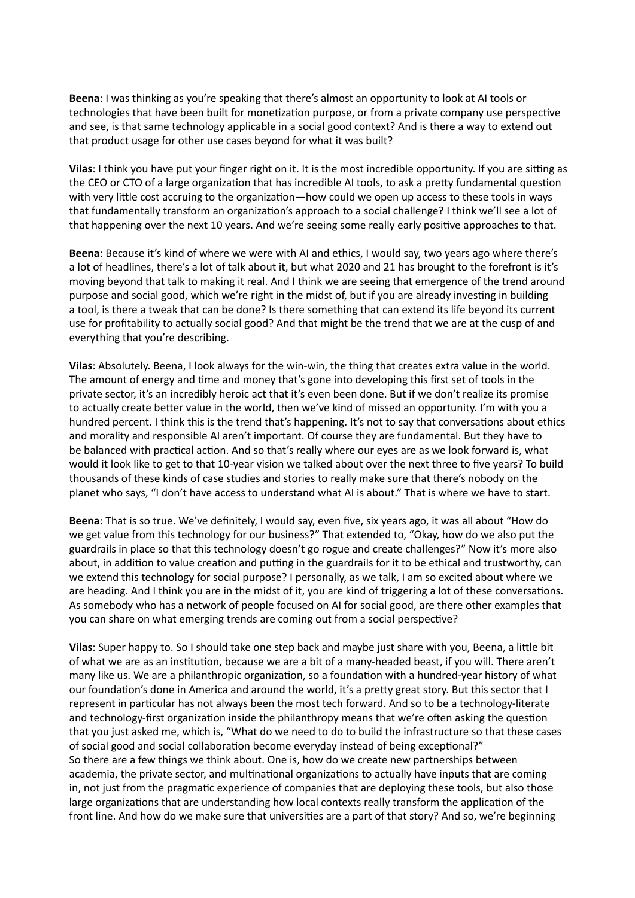**Beena**: I was thinking as you're speaking that there's almost an opportunity to look at AI tools or technologies that have been built for monetization purpose, or from a private company use perspective and see, is that same technology applicable in a social good context? And is there a way to extend out that product usage for other use cases beyond for what it was built?

**Vilas**: I think you have put your finger right on it. It is the most incredible opportunity. If you are sitting as the CEO or CTO of a large organization that has incredible AI tools, to ask a pretty fundamental question with very little cost accruing to the organization—how could we open up access to these tools in ways that fundamentally transform an organization's approach to a social challenge? I think we'll see a lot of that happening over the next 10 years. And we're seeing some really early positive approaches to that.

**Beena**: Because it's kind of where we were with AI and ethics, I would say, two years ago where there's a lot of headlines, there's a lot of talk about it, but what 2020 and 21 has brought to the forefront is it's moving beyond that talk to making it real. And I think we are seeing that emergence of the trend around purpose and social good, which we're right in the midst of, but if you are already investing in building a tool, is there a tweak that can be done? Is there something that can extend its life beyond its current use for profitability to actually social good? And that might be the trend that we are at the cusp of and everything that you're describing.

**Vilas**: Absolutely. Beena, I look always for the win-win, the thing that creates extra value in the world. The amount of energy and time and money that's gone into developing this first set of tools in the private sector, it's an incredibly heroic act that it's even been done. But if we don't realize its promise to actually create better value in the world, then we've kind of missed an opportunity. I'm with you a hundred percent. I think this is the trend that's happening. It's not to say that conversations about ethics and morality and responsible AI aren't important. Of course they are fundamental. But they have to be balanced with practical action. And so that's really where our eyes are as we look forward is, what would it look like to get to that 10-year vision we talked about over the next three to five years? To build thousands of these kinds of case studies and stories to really make sure that there's nobody on the planet who says, "I don't have access to understand what AI is about." That is where we have to start.

**Beena**: That is so true. We've definitely, I would say, even five, six years ago, it was all about "How do we get value from this technology for our business?" That extended to, "Okay, how do we also put the guardrails in place so that this technology doesn't go rogue and create challenges?" Now it's more also about, in addition to value creation and putting in the guardrails for it to be ethical and trustworthy, can we extend this technology for social purpose? I personally, as we talk, I am so excited about where we are heading. And I think you are in the midst of it, you are kind of triggering a lot of these conversations. As somebody who has a network of people focused on AI for social good, are there other examples that you can share on what emerging trends are coming out from a social perspective?

**Vilas**: Super happy to. So I should take one step back and maybe just share with you, Beena, a little bit of what we are as an institution, because we are a bit of a many-headed beast, if you will. There aren't many like us. We are a philanthropic organization, so a foundation with a hundred-year history of what our foundation's done in America and around the world, it's a pretty great story. But this sector that I represent in particular has not always been the most tech forward. And so to be a technology-literate and technology-first organization inside the philanthropy means that we're often asking the question that you just asked me, which is, "What do we need to do to build the infrastructure so that these cases of social good and social collaboration become everyday instead of being exceptional?"
So there are a few things we think about. One is, how do we create new partnerships between academia, the private sector, and multinational organizations to actually have inputs that are coming in, not just from the pragmatic experience of companies that are deploying these tools, but also those large organizations that are understanding how local contexts really transform the application of the front line. And how do we make sure that universities are a part of that story? And so, we're beginning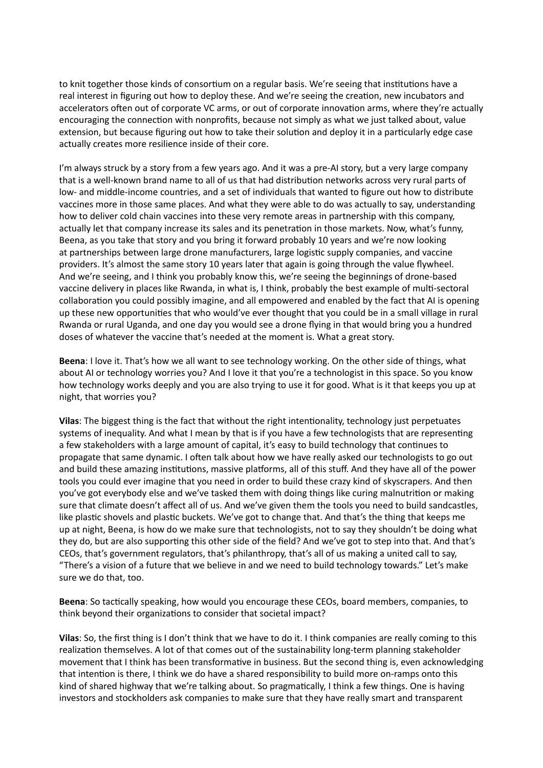to knit together those kinds of consortium on a regular basis. We're seeing that institutions have a real interest in figuring out how to deploy these. And we're seeing the creation, new incubators and accelerators often out of corporate VC arms, or out of corporate innovation arms, where they're actually encouraging the connection with nonprofits, because not simply as what we just talked about, value extension, but because figuring out how to take their solution and deploy it in a particularly edge case actually creates more resilience inside of their core.

I'm always struck by a story from a few years ago. And it was a pre-AI story, but a very large company that is a well-known brand name to all of us that had distribution networks across very rural parts of low- and middle-income countries, and a set of individuals that wanted to figure out how to distribute vaccines more in those same places. And what they were able to do was actually to say, understanding how to deliver cold chain vaccines into these very remote areas in partnership with this company, actually let that company increase its sales and its penetration in those markets. Now, what's funny, Beena, as you take that story and you bring it forward probably 10 years and we're now looking at partnerships between large drone manufacturers, large logistic supply companies, and vaccine providers. It's almost the same story 10 years later that again is going through the value flywheel. And we're seeing, and I think you probably know this, we're seeing the beginnings of drone-based vaccine delivery in places like Rwanda, in what is, I think, probably the best example of multi-sectoral collaboration you could possibly imagine, and all empowered and enabled by the fact that AI is opening up these new opportunities that who would've ever thought that you could be in a small village in rural Rwanda or rural Uganda, and one day you would see a drone flying in that would bring you a hundred doses of whatever the vaccine that's needed at the moment is. What a great story.

**Beena**: I love it. That's how we all want to see technology working. On the other side of things, what about AI or technology worries you? And I love it that you're a technologist in this space. So you know how technology works deeply and you are also trying to use it for good. What is it that keeps you up at night, that worries you?

**Vilas**: The biggest thing is the fact that without the right intentionality, technology just perpetuates systems of inequality. And what I mean by that is if you have a few technologists that are representing a few stakeholders with a large amount of capital, it's easy to build technology that continues to propagate that same dynamic. I often talk about how we have really asked our technologists to go out and build these amazing institutions, massive platforms, all of this stuff. And they have all of the power tools you could ever imagine that you need in order to build these crazy kind of skyscrapers. And then you've got everybody else and we've tasked them with doing things like curing malnutrition or making sure that climate doesn't affect all of us. And we've given them the tools you need to build sandcastles, like plastic shovels and plastic buckets. We've got to change that. And that's the thing that keeps me up at night, Beena, is how do we make sure that technologists, not to say they shouldn't be doing what they do, but are also supporting this other side of the field? And we've got to step into that. And that's CEOs, that's government regulators, that's philanthropy, that's all of us making a united call to say, "There's a vision of a future that we believe in and we need to build technology towards." Let's make sure we do that, too.

**Beena**: So tactically speaking, how would you encourage these CEOs, board members, companies, to think beyond their organizations to consider that societal impact?

**Vilas**: So, the first thing is I don't think that we have to do it. I think companies are really coming to this realization themselves. A lot of that comes out of the sustainability long-term planning stakeholder movement that I think has been transformative in business. But the second thing is, even acknowledging that intention is there, I think we do have a shared responsibility to build more on-ramps onto this kind of shared highway that we're talking about. So pragmatically, I think a few things. One is having investors and stockholders ask companies to make sure that they have really smart and transparent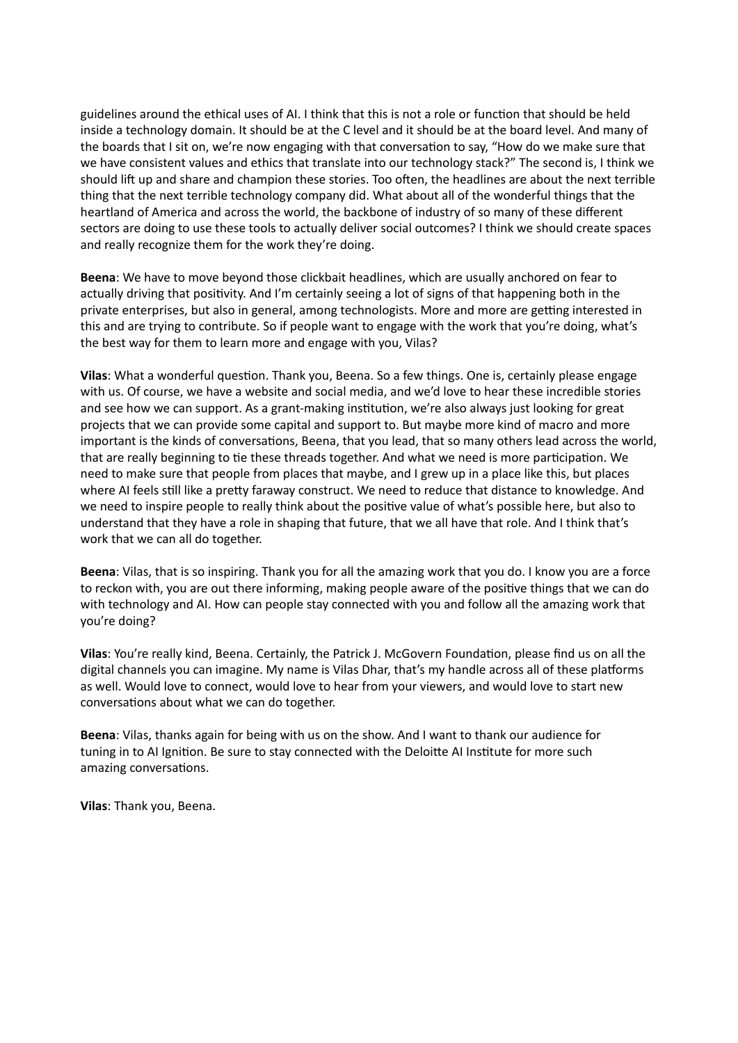guidelines around the ethical uses of AI. I think that this is not a role or function that should be held inside a technology domain. It should be at the C level and it should be at the board level. And many of the boards that I sit on, we're now engaging with that conversation to say, "How do we make sure that we have consistent values and ethics that translate into our technology stack?" The second is, I think we should lift up and share and champion these stories. Too often, the headlines are about the next terrible thing that the next terrible technology company did. What about all of the wonderful things that the heartland of America and across the world, the backbone of industry of so many of these different sectors are doing to use these tools to actually deliver social outcomes? I think we should create spaces and really recognize them for the work they're doing.

**Beena**: We have to move beyond those clickbait headlines, which are usually anchored on fear to actually driving that positivity. And I'm certainly seeing a lot of signs of that happening both in the private enterprises, but also in general, among technologists. More and more are getting interested in this and are trying to contribute. So if people want to engage with the work that you're doing, what's the best way for them to learn more and engage with you, Vilas?

**Vilas**: What a wonderful question. Thank you, Beena. So a few things. One is, certainly please engage with us. Of course, we have a website and social media, and we'd love to hear these incredible stories and see how we can support. As a grant-making institution, we're also always just looking for great projects that we can provide some capital and support to. But maybe more kind of macro and more important is the kinds of conversations, Beena, that you lead, that so many others lead across the world, that are really beginning to tie these threads together. And what we need is more participation. We need to make sure that people from places that maybe, and I grew up in a place like this, but places where AI feels still like a pretty faraway construct. We need to reduce that distance to knowledge. And we need to inspire people to really think about the positive value of what's possible here, but also to understand that they have a role in shaping that future, that we all have that role. And I think that's work that we can all do together.

**Beena**: Vilas, that is so inspiring. Thank you for all the amazing work that you do. I know you are a force to reckon with, you are out there informing, making people aware of the positive things that we can do with technology and AI. How can people stay connected with you and follow all the amazing work that you're doing?

**Vilas**: You're really kind, Beena. Certainly, the Patrick J. McGovern Foundation, please find us on all the digital channels you can imagine. My name is Vilas Dhar, that's my handle across all of these platforms as well. Would love to connect, would love to hear from your viewers, and would love to start new conversations about what we can do together.

**Beena**: Vilas, thanks again for being with us on the show. And I want to thank our audience for tuning in to AI Ignition. Be sure to stay connected with the Deloitte AI Institute for more such amazing conversations.

**Vilas**: Thank you, Beena.